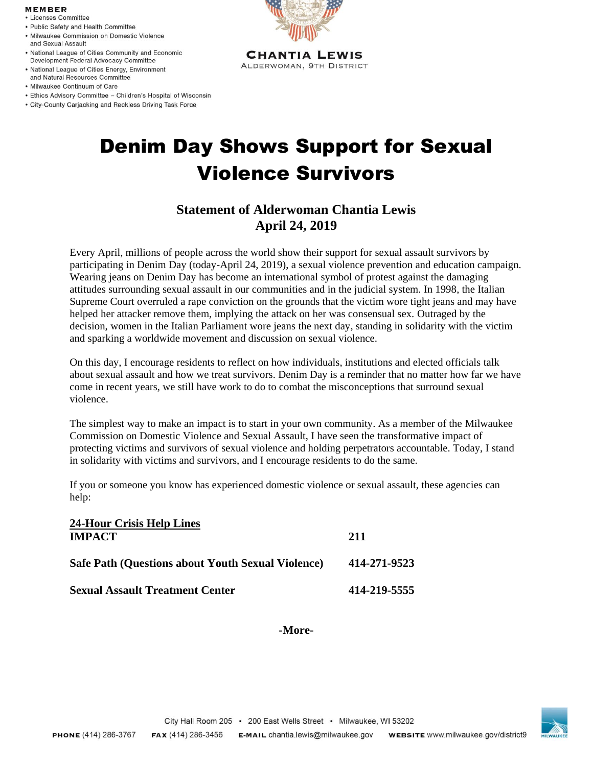**MEMBER**

- Licenses Committee
- Public Safety and Health Committee
- Milwaukee Commission on Domestic Violence and Sexual Assault
- National League of Cities Community and Economic Development Federal Advocacy Committee
- National League of Cities Energy, Environment and Natural Resources Committee
- Milwaukee Continuum of Care
- Ethics Advisory Committee – Children's Hospital of Wisconsin
- City-County Carjacking and Reckless Driving Task Force

**CHANTIA LEWIS**
ALDERWOMAN, 9TH DISTRICT

# Denim Day Shows Support for Sexual Violence Survivors

## Statement of Alderwoman Chantia Lewis
## April 24, 2019

Every April, millions of people across the world show their support for sexual assault survivors by participating in Denim Day (today-April 24, 2019), a sexual violence prevention and education campaign. Wearing jeans on Denim Day has become an international symbol of protest against the damaging attitudes surrounding sexual assault in our communities and in the judicial system. In 1998, the Italian Supreme Court overruled a rape conviction on the grounds that the victim wore tight jeans and may have helped her attacker remove them, implying the attack on her was consensual sex. Outraged by the decision, women in the Italian Parliament wore jeans the next day, standing in solidarity with the victim and sparking a worldwide movement and discussion on sexual violence.

On this day, I encourage residents to reflect on how individuals, institutions and elected officials talk about sexual assault and how we treat survivors. Denim Day is a reminder that no matter how far we have come in recent years, we still have work to do to combat the misconceptions that surround sexual violence.

The simplest way to make an impact is to start in your own community. As a member of the Milwaukee Commission on Domestic Violence and Sexual Assault, I have seen the transformative impact of protecting victims and survivors of sexual violence and holding perpetrators accountable. Today, I stand in solidarity with victims and survivors, and I encourage residents to do the same.

If you or someone you know has experienced domestic violence or sexual assault, these agencies can help:

**<u>24-Hour Crisis Help Lines</u>**

| | |
|---|---|
| **IMPACT** | **211** |
| **Safe Path (Questions about Youth Sexual Violence)** | **414-271-9523** |
| **Sexual Assault Treatment Center** | **414-219-5555** |

**-More-**

City Hall Room 205 • 200 East Wells Street • Milwaukee, WI 53202

**PHONE** (414) 286-3767 **FAX** (414) 286-3456 **E-MAIL** chantia.lewis@milwaukee.gov **WEBSITE** www.milwaukee.gov/district9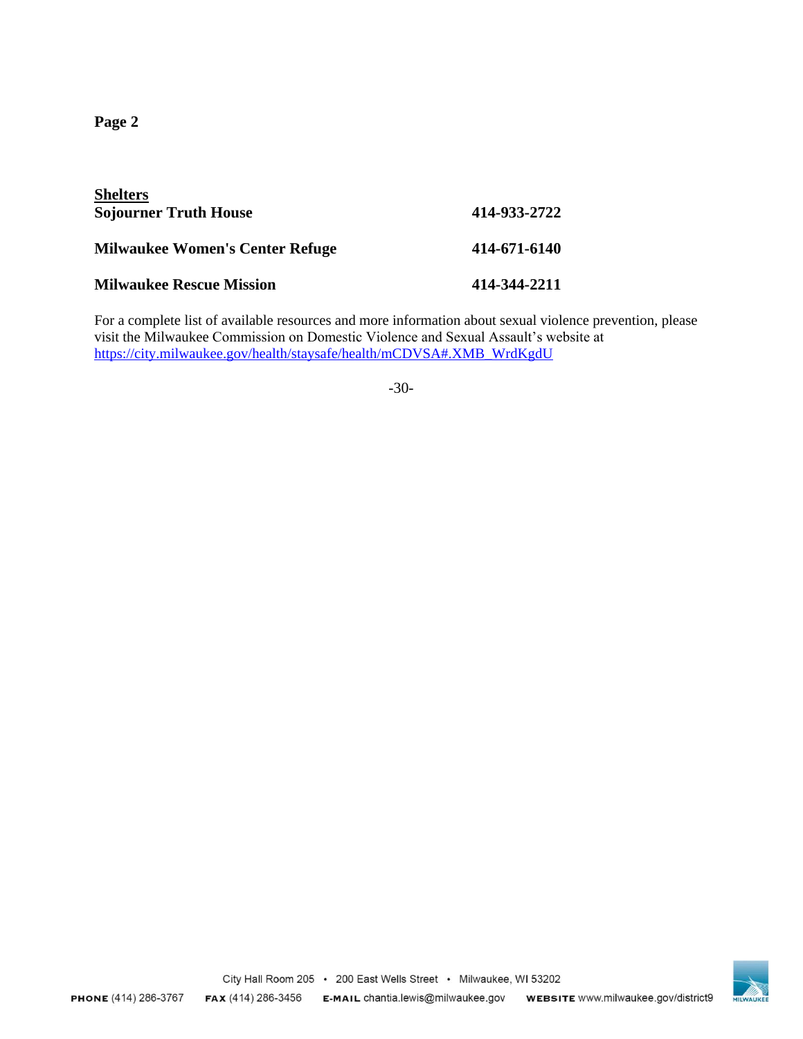**Shelters**

| | |
|---|---|
| **Sojourner Truth House** | **414-933-2722** |
| **Milwaukee Women's Center Refuge** | **414-671-6140** |
| **Milwaukee Rescue Mission** | **414-344-2211** |

For a complete list of available resources and more information about sexual violence prevention, please visit the Milwaukee Commission on Domestic Violence and Sexual Assault's website at https://city.milwaukee.gov/health/staysafe/health/mCDVSA#.XMB_WrdKgdU

-30-

City Hall Room 205 • 200 East Wells Street • Milwaukee, WI 53202

PHONE (414) 286-3767 FAX (414) 286-3456 E-MAIL chantia.lewis@milwaukee.gov WEBSITE www.milwaukee.gov/district9